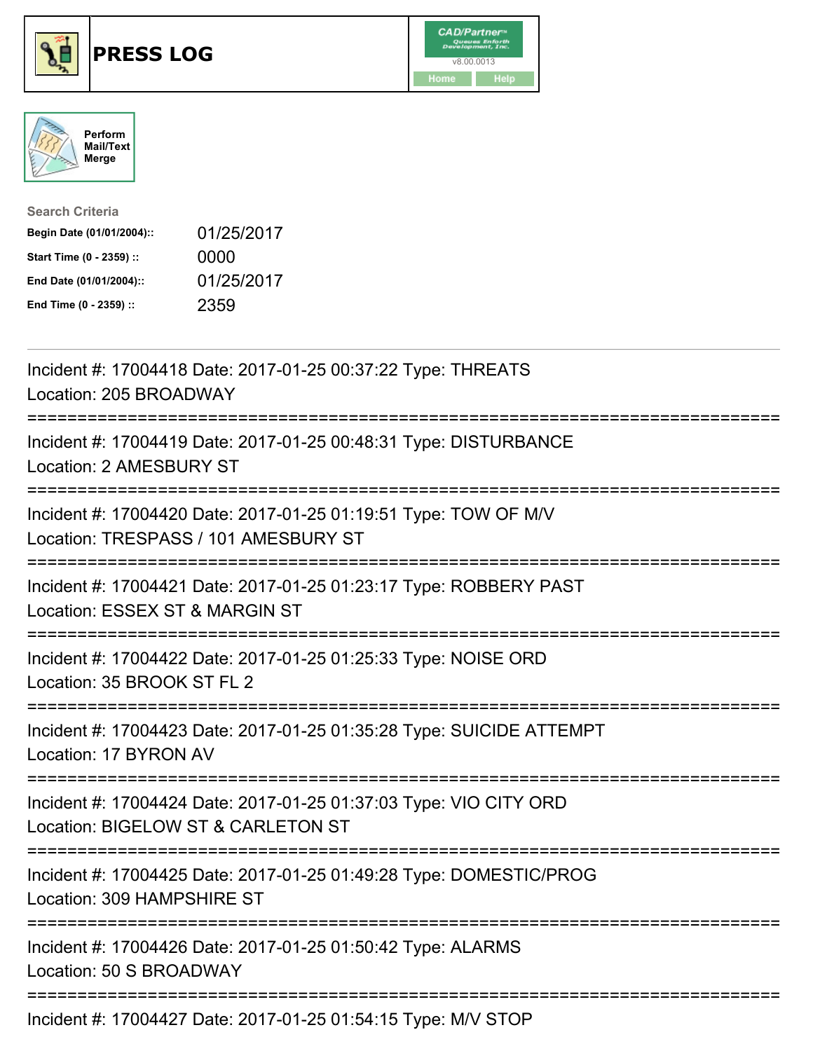# PRESS LOG

CAD/Partner v8.00.0013

Home | Help

Perform Mail/Text Merge

**Search Criteria**

| | |
|---|---|
| **Begin Date (01/01/2004)::** | 01/25/2017 |
| **Start Time (0 - 2359) ::** | 0000 |
| **End Date (01/01/2004)::** | 01/25/2017 |
| **End Time (0 - 2359) ::** | 2359 |

---

Incident #: 17004418 Date: 2017-01-25 00:37:22 Type: THREATS
Location: 205 BROADWAY

===========================================================================

Incident #: 17004419 Date: 2017-01-25 00:48:31 Type: DISTURBANCE
Location: 2 AMESBURY ST

===========================================================================

Incident #: 17004420 Date: 2017-01-25 01:19:51 Type: TOW OF M/V
Location: TRESPASS / 101 AMESBURY ST

===========================================================================

Incident #: 17004421 Date: 2017-01-25 01:23:17 Type: ROBBERY PAST
Location: ESSEX ST & MARGIN ST

===========================================================================

Incident #: 17004422 Date: 2017-01-25 01:25:33 Type: NOISE ORD
Location: 35 BROOK ST FL 2

===========================================================================

Incident #: 17004423 Date: 2017-01-25 01:35:28 Type: SUICIDE ATTEMPT
Location: 17 BYRON AV

===========================================================================

Incident #: 17004424 Date: 2017-01-25 01:37:03 Type: VIO CITY ORD
Location: BIGELOW ST & CARLETON ST

===========================================================================

Incident #: 17004425 Date: 2017-01-25 01:49:28 Type: DOMESTIC/PROG
Location: 309 HAMPSHIRE ST

===========================================================================

Incident #: 17004426 Date: 2017-01-25 01:50:42 Type: ALARMS
Location: 50 S BROADWAY

===========================================================================

Incident #: 17004427 Date: 2017-01-25 01:54:15 Type: M/V STOP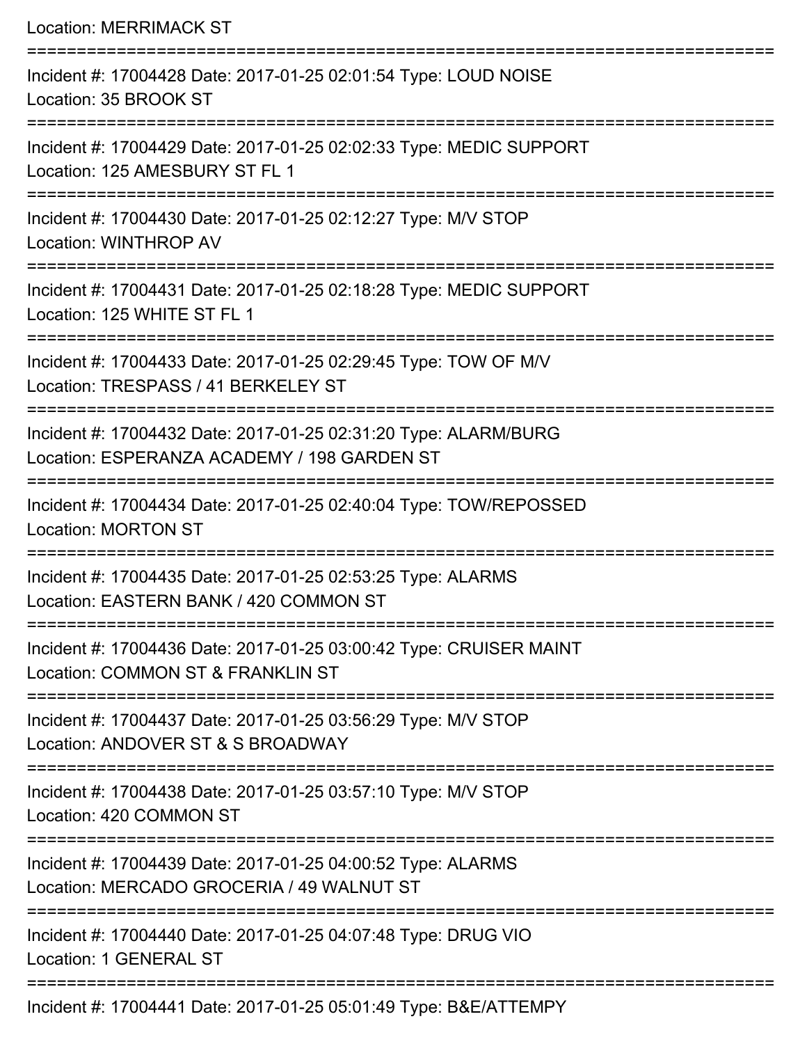Location: MERRIMACK ST

===========================================================================

Incident #: 17004428 Date: 2017-01-25 02:01:54 Type: LOUD NOISE
Location: 35 BROOK ST

===========================================================================

Incident #: 17004429 Date: 2017-01-25 02:02:33 Type: MEDIC SUPPORT
Location: 125 AMESBURY ST FL 1

===========================================================================

Incident #: 17004430 Date: 2017-01-25 02:12:27 Type: M/V STOP
Location: WINTHROP AV

===========================================================================

Incident #: 17004431 Date: 2017-01-25 02:18:28 Type: MEDIC SUPPORT
Location: 125 WHITE ST FL 1

===========================================================================

Incident #: 17004433 Date: 2017-01-25 02:29:45 Type: TOW OF M/V
Location: TRESPASS / 41 BERKELEY ST

===========================================================================

Incident #: 17004432 Date: 2017-01-25 02:31:20 Type: ALARM/BURG
Location: ESPERANZA ACADEMY / 198 GARDEN ST

===========================================================================

Incident #: 17004434 Date: 2017-01-25 02:40:04 Type: TOW/REPOSSED
Location: MORTON ST

===========================================================================

Incident #: 17004435 Date: 2017-01-25 02:53:25 Type: ALARMS
Location: EASTERN BANK / 420 COMMON ST

===========================================================================

Incident #: 17004436 Date: 2017-01-25 03:00:42 Type: CRUISER MAINT
Location: COMMON ST & FRANKLIN ST

===========================================================================

Incident #: 17004437 Date: 2017-01-25 03:56:29 Type: M/V STOP
Location: ANDOVER ST & S BROADWAY

===========================================================================

Incident #: 17004438 Date: 2017-01-25 03:57:10 Type: M/V STOP
Location: 420 COMMON ST

===========================================================================

Incident #: 17004439 Date: 2017-01-25 04:00:52 Type: ALARMS
Location: MERCADO GROCERIA / 49 WALNUT ST

===========================================================================

Incident #: 17004440 Date: 2017-01-25 04:07:48 Type: DRUG VIO
Location: 1 GENERAL ST

===========================================================================

Incident #: 17004441 Date: 2017-01-25 05:01:49 Type: B&E/ATTEMPY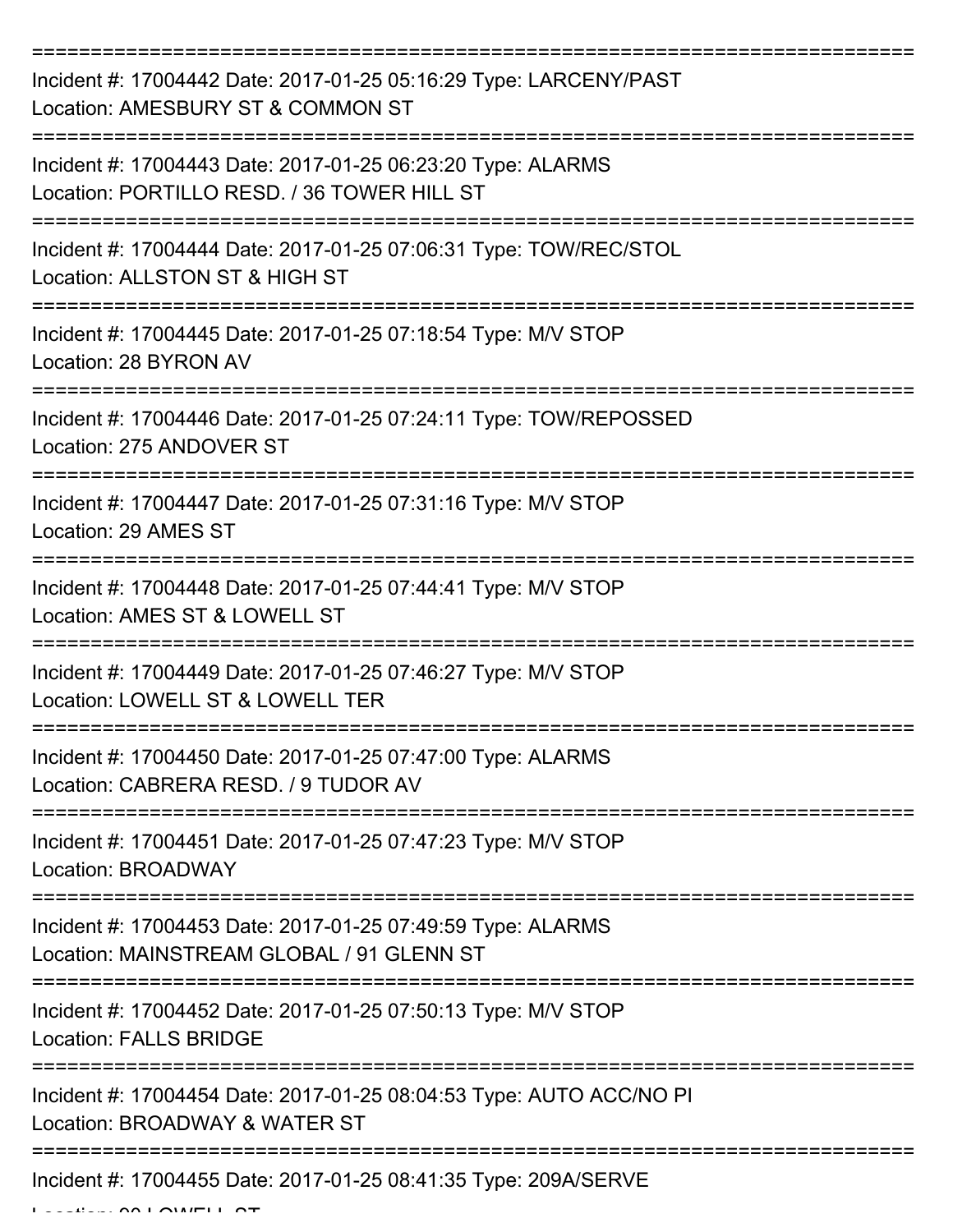===========================================================================

Incident #: 17004442 Date: 2017-01-25 05:16:29 Type: LARCENY/PAST
Location: AMESBURY ST & COMMON ST

===========================================================================

Incident #: 17004443 Date: 2017-01-25 06:23:20 Type: ALARMS
Location: PORTILLO RESD. / 36 TOWER HILL ST

===========================================================================

Incident #: 17004444 Date: 2017-01-25 07:06:31 Type: TOW/REC/STOL
Location: ALLSTON ST & HIGH ST

===========================================================================

Incident #: 17004445 Date: 2017-01-25 07:18:54 Type: M/V STOP
Location: 28 BYRON AV

===========================================================================

Incident #: 17004446 Date: 2017-01-25 07:24:11 Type: TOW/REPOSSED
Location: 275 ANDOVER ST

===========================================================================

Incident #: 17004447 Date: 2017-01-25 07:31:16 Type: M/V STOP
Location: 29 AMES ST

===========================================================================

Incident #: 17004448 Date: 2017-01-25 07:44:41 Type: M/V STOP
Location: AMES ST & LOWELL ST

===========================================================================

Incident #: 17004449 Date: 2017-01-25 07:46:27 Type: M/V STOP
Location: LOWELL ST & LOWELL TER

===========================================================================

Incident #: 17004450 Date: 2017-01-25 07:47:00 Type: ALARMS
Location: CABRERA RESD. / 9 TUDOR AV

===========================================================================

Incident #: 17004451 Date: 2017-01-25 07:47:23 Type: M/V STOP
Location: BROADWAY

===========================================================================

Incident #: 17004453 Date: 2017-01-25 07:49:59 Type: ALARMS
Location: MAINSTREAM GLOBAL / 91 GLENN ST

===========================================================================

Incident #: 17004452 Date: 2017-01-25 07:50:13 Type: M/V STOP
Location: FALLS BRIDGE

===========================================================================

Incident #: 17004454 Date: 2017-01-25 08:04:53 Type: AUTO ACC/NO PI
Location: BROADWAY & WATER ST

===========================================================================

Incident #: 17004455 Date: 2017-01-25 08:41:35 Type: 209A/SERVE
Location: 90 LOWELL ST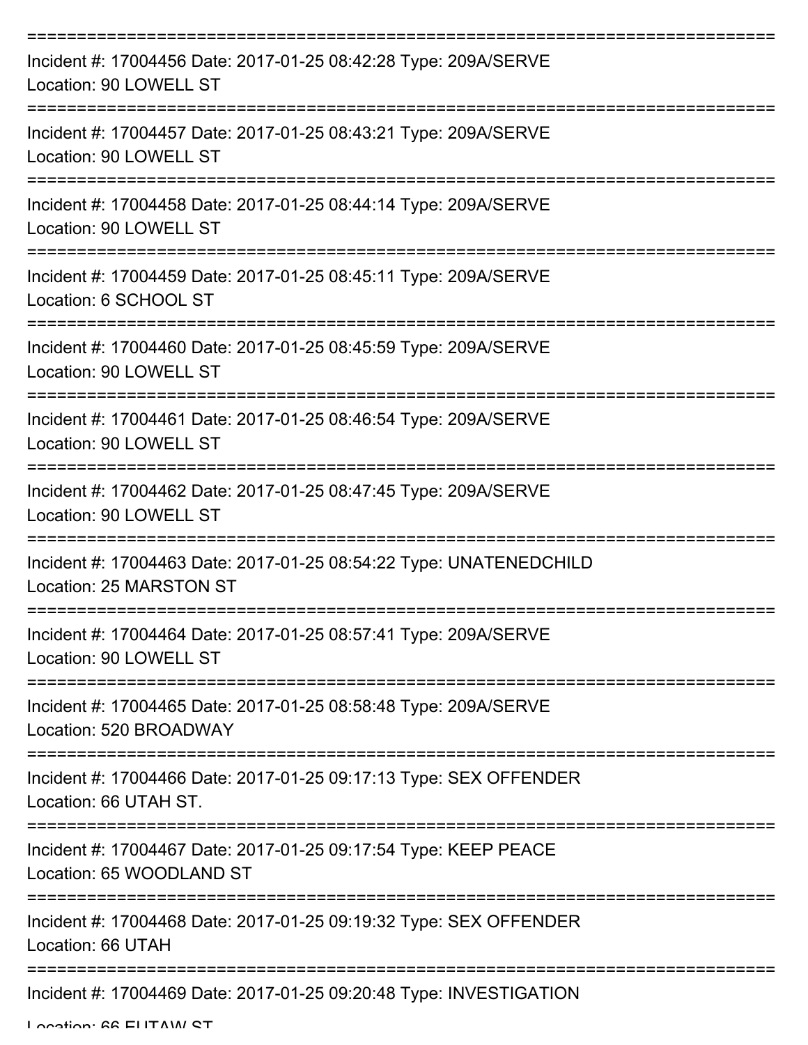==============================================================================
Incident #: 17004456 Date: 2017-01-25 08:42:28 Type: 209A/SERVE
Location: 90 LOWELL ST
==============================================================================
Incident #: 17004457 Date: 2017-01-25 08:43:21 Type: 209A/SERVE
Location: 90 LOWELL ST
==============================================================================
Incident #: 17004458 Date: 2017-01-25 08:44:14 Type: 209A/SERVE
Location: 90 LOWELL ST
==============================================================================
Incident #: 17004459 Date: 2017-01-25 08:45:11 Type: 209A/SERVE
Location: 6 SCHOOL ST
==============================================================================
Incident #: 17004460 Date: 2017-01-25 08:45:59 Type: 209A/SERVE
Location: 90 LOWELL ST
==============================================================================
Incident #: 17004461 Date: 2017-01-25 08:46:54 Type: 209A/SERVE
Location: 90 LOWELL ST
==============================================================================
Incident #: 17004462 Date: 2017-01-25 08:47:45 Type: 209A/SERVE
Location: 90 LOWELL ST
==============================================================================
Incident #: 17004463 Date: 2017-01-25 08:54:22 Type: UNATENEDCHILD
Location: 25 MARSTON ST
==============================================================================
Incident #: 17004464 Date: 2017-01-25 08:57:41 Type: 209A/SERVE
Location: 90 LOWELL ST
==============================================================================
Incident #: 17004465 Date: 2017-01-25 08:58:48 Type: 209A/SERVE
Location: 520 BROADWAY
==============================================================================
Incident #: 17004466 Date: 2017-01-25 09:17:13 Type: SEX OFFENDER
Location: 66 UTAH ST.
==============================================================================
Incident #: 17004467 Date: 2017-01-25 09:17:54 Type: KEEP PEACE
Location: 65 WOODLAND ST
==============================================================================
Incident #: 17004468 Date: 2017-01-25 09:19:32 Type: SEX OFFENDER
Location: 66 UTAH
==============================================================================
Incident #: 17004469 Date: 2017-01-25 09:20:48 Type: INVESTIGATION
Location: 66 EUTAW ST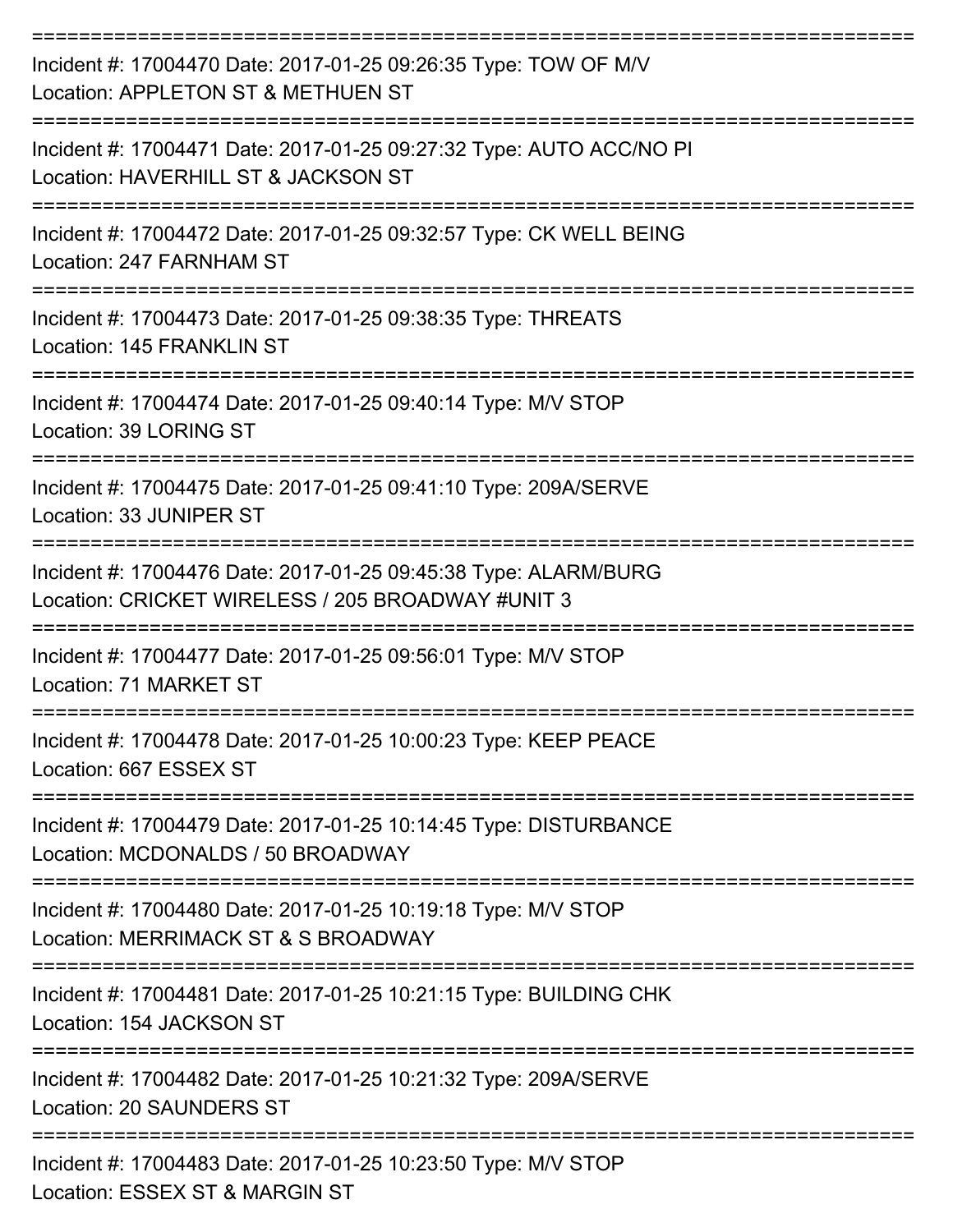Incident #: 17004470 Date: 2017-01-25 09:26:35 Type: TOW OF M/V
Location: APPLETON ST & METHUEN ST

Incident #: 17004471 Date: 2017-01-25 09:27:32 Type: AUTO ACC/NO PI
Location: HAVERHILL ST & JACKSON ST

Incident #: 17004472 Date: 2017-01-25 09:32:57 Type: CK WELL BEING
Location: 247 FARNHAM ST

Incident #: 17004473 Date: 2017-01-25 09:38:35 Type: THREATS
Location: 145 FRANKLIN ST

Incident #: 17004474 Date: 2017-01-25 09:40:14 Type: M/V STOP
Location: 39 LORING ST

Incident #: 17004475 Date: 2017-01-25 09:41:10 Type: 209A/SERVE
Location: 33 JUNIPER ST

Incident #: 17004476 Date: 2017-01-25 09:45:38 Type: ALARM/BURG
Location: CRICKET WIRELESS / 205 BROADWAY #UNIT 3

Incident #: 17004477 Date: 2017-01-25 09:56:01 Type: M/V STOP
Location: 71 MARKET ST

Incident #: 17004478 Date: 2017-01-25 10:00:23 Type: KEEP PEACE
Location: 667 ESSEX ST

Incident #: 17004479 Date: 2017-01-25 10:14:45 Type: DISTURBANCE
Location: MCDONALDS / 50 BROADWAY

Incident #: 17004480 Date: 2017-01-25 10:19:18 Type: M/V STOP
Location: MERRIMACK ST & S BROADWAY

Incident #: 17004481 Date: 2017-01-25 10:21:15 Type: BUILDING CHK
Location: 154 JACKSON ST

Incident #: 17004482 Date: 2017-01-25 10:21:32 Type: 209A/SERVE
Location: 20 SAUNDERS ST

Incident #: 17004483 Date: 2017-01-25 10:23:50 Type: M/V STOP
Location: ESSEX ST & MARGIN ST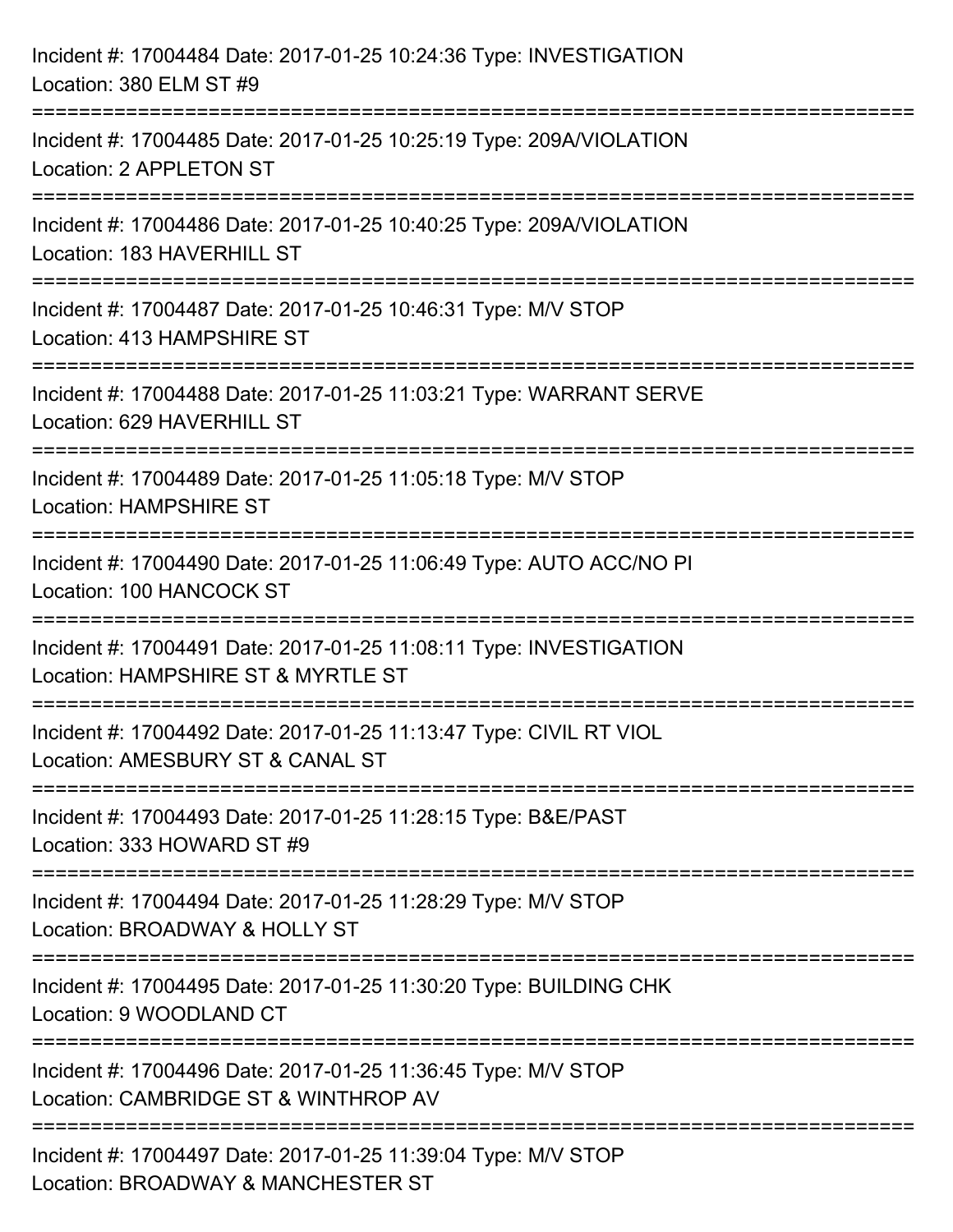Incident #: 17004484 Date: 2017-01-25 10:24:36 Type: INVESTIGATION
Location: 380 ELM ST #9

===========================================================================

Incident #: 17004485 Date: 2017-01-25 10:25:19 Type: 209A/VIOLATION
Location: 2 APPLETON ST

===========================================================================

Incident #: 17004486 Date: 2017-01-25 10:40:25 Type: 209A/VIOLATION
Location: 183 HAVERHILL ST

===========================================================================

Incident #: 17004487 Date: 2017-01-25 10:46:31 Type: M/V STOP
Location: 413 HAMPSHIRE ST

===========================================================================

Incident #: 17004488 Date: 2017-01-25 11:03:21 Type: WARRANT SERVE
Location: 629 HAVERHILL ST

===========================================================================

Incident #: 17004489 Date: 2017-01-25 11:05:18 Type: M/V STOP
Location: HAMPSHIRE ST

===========================================================================

Incident #: 17004490 Date: 2017-01-25 11:06:49 Type: AUTO ACC/NO PI
Location: 100 HANCOCK ST

===========================================================================

Incident #: 17004491 Date: 2017-01-25 11:08:11 Type: INVESTIGATION
Location: HAMPSHIRE ST & MYRTLE ST

===========================================================================

Incident #: 17004492 Date: 2017-01-25 11:13:47 Type: CIVIL RT VIOL
Location: AMESBURY ST & CANAL ST

===========================================================================

Incident #: 17004493 Date: 2017-01-25 11:28:15 Type: B&E/PAST
Location: 333 HOWARD ST #9

===========================================================================

Incident #: 17004494 Date: 2017-01-25 11:28:29 Type: M/V STOP
Location: BROADWAY & HOLLY ST

===========================================================================

Incident #: 17004495 Date: 2017-01-25 11:30:20 Type: BUILDING CHK
Location: 9 WOODLAND CT

===========================================================================

Incident #: 17004496 Date: 2017-01-25 11:36:45 Type: M/V STOP
Location: CAMBRIDGE ST & WINTHROP AV

===========================================================================

Incident #: 17004497 Date: 2017-01-25 11:39:04 Type: M/V STOP
Location: BROADWAY & MANCHESTER ST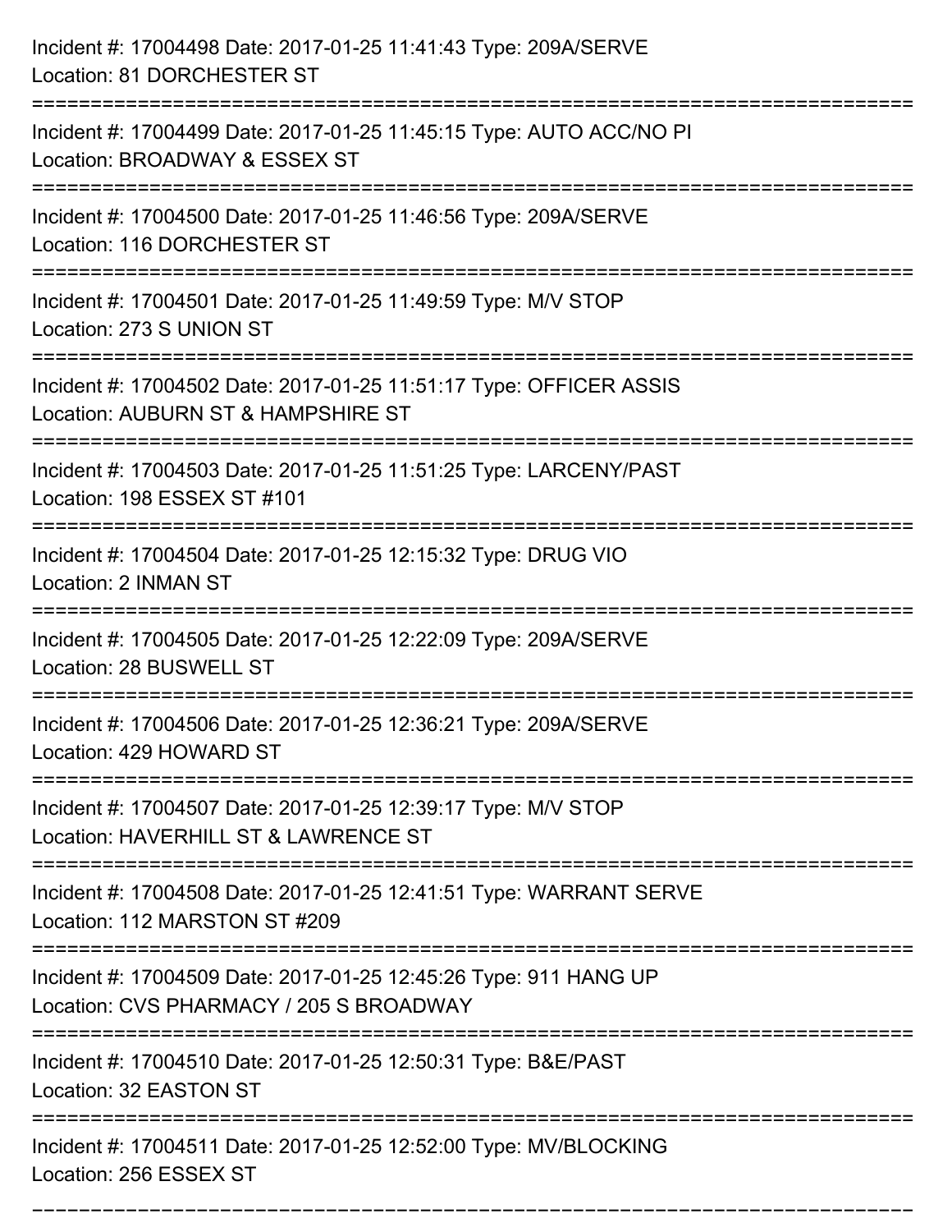Incident #: 17004498 Date: 2017-01-25 11:41:43 Type: 209A/SERVE
Location: 81 DORCHESTER ST

===========================================================================

Incident #: 17004499 Date: 2017-01-25 11:45:15 Type: AUTO ACC/NO PI
Location: BROADWAY & ESSEX ST

===========================================================================

Incident #: 17004500 Date: 2017-01-25 11:46:56 Type: 209A/SERVE
Location: 116 DORCHESTER ST

===========================================================================

Incident #: 17004501 Date: 2017-01-25 11:49:59 Type: M/V STOP
Location: 273 S UNION ST

===========================================================================

Incident #: 17004502 Date: 2017-01-25 11:51:17 Type: OFFICER ASSIS
Location: AUBURN ST & HAMPSHIRE ST

===========================================================================

Incident #: 17004503 Date: 2017-01-25 11:51:25 Type: LARCENY/PAST
Location: 198 ESSEX ST #101

===========================================================================

Incident #: 17004504 Date: 2017-01-25 12:15:32 Type: DRUG VIO
Location: 2 INMAN ST

===========================================================================

Incident #: 17004505 Date: 2017-01-25 12:22:09 Type: 209A/SERVE
Location: 28 BUSWELL ST

===========================================================================

Incident #: 17004506 Date: 2017-01-25 12:36:21 Type: 209A/SERVE
Location: 429 HOWARD ST

===========================================================================

Incident #: 17004507 Date: 2017-01-25 12:39:17 Type: M/V STOP
Location: HAVERHILL ST & LAWRENCE ST

===========================================================================

Incident #: 17004508 Date: 2017-01-25 12:41:51 Type: WARRANT SERVE
Location: 112 MARSTON ST #209

===========================================================================

Incident #: 17004509 Date: 2017-01-25 12:45:26 Type: 911 HANG UP
Location: CVS PHARMACY / 205 S BROADWAY

===========================================================================

Incident #: 17004510 Date: 2017-01-25 12:50:31 Type: B&E/PAST
Location: 32 EASTON ST

===========================================================================

Incident #: 17004511 Date: 2017-01-25 12:52:00 Type: MV/BLOCKING
Location: 256 ESSEX ST

===========================================================================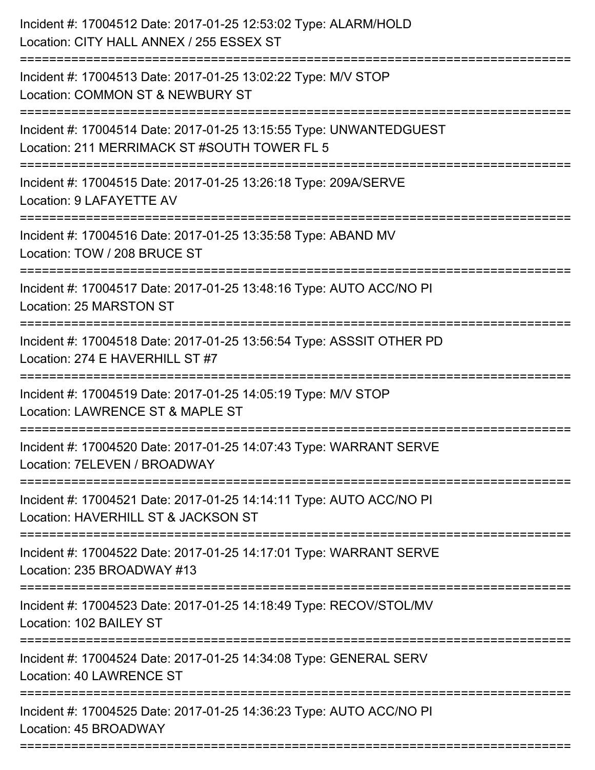Incident #: 17004512 Date: 2017-01-25 12:53:02 Type: ALARM/HOLD
Location: CITY HALL ANNEX / 255 ESSEX ST

===========================================================================

Incident #: 17004513 Date: 2017-01-25 13:02:22 Type: M/V STOP
Location: COMMON ST & NEWBURY ST

===========================================================================

Incident #: 17004514 Date: 2017-01-25 13:15:55 Type: UNWANTEDGUEST
Location: 211 MERRIMACK ST #SOUTH TOWER FL 5

===========================================================================

Incident #: 17004515 Date: 2017-01-25 13:26:18 Type: 209A/SERVE
Location: 9 LAFAYETTE AV

===========================================================================

Incident #: 17004516 Date: 2017-01-25 13:35:58 Type: ABAND MV
Location: TOW / 208 BRUCE ST

===========================================================================

Incident #: 17004517 Date: 2017-01-25 13:48:16 Type: AUTO ACC/NO PI
Location: 25 MARSTON ST

===========================================================================

Incident #: 17004518 Date: 2017-01-25 13:56:54 Type: ASSSIT OTHER PD
Location: 274 E HAVERHILL ST #7

===========================================================================

Incident #: 17004519 Date: 2017-01-25 14:05:19 Type: M/V STOP
Location: LAWRENCE ST & MAPLE ST

===========================================================================

Incident #: 17004520 Date: 2017-01-25 14:07:43 Type: WARRANT SERVE
Location: 7ELEVEN / BROADWAY

===========================================================================

Incident #: 17004521 Date: 2017-01-25 14:14:11 Type: AUTO ACC/NO PI
Location: HAVERHILL ST & JACKSON ST

===========================================================================

Incident #: 17004522 Date: 2017-01-25 14:17:01 Type: WARRANT SERVE
Location: 235 BROADWAY #13

===========================================================================

Incident #: 17004523 Date: 2017-01-25 14:18:49 Type: RECOV/STOL/MV
Location: 102 BAILEY ST

===========================================================================

Incident #: 17004524 Date: 2017-01-25 14:34:08 Type: GENERAL SERV
Location: 40 LAWRENCE ST

===========================================================================

Incident #: 17004525 Date: 2017-01-25 14:36:23 Type: AUTO ACC/NO PI
Location: 45 BROADWAY

===========================================================================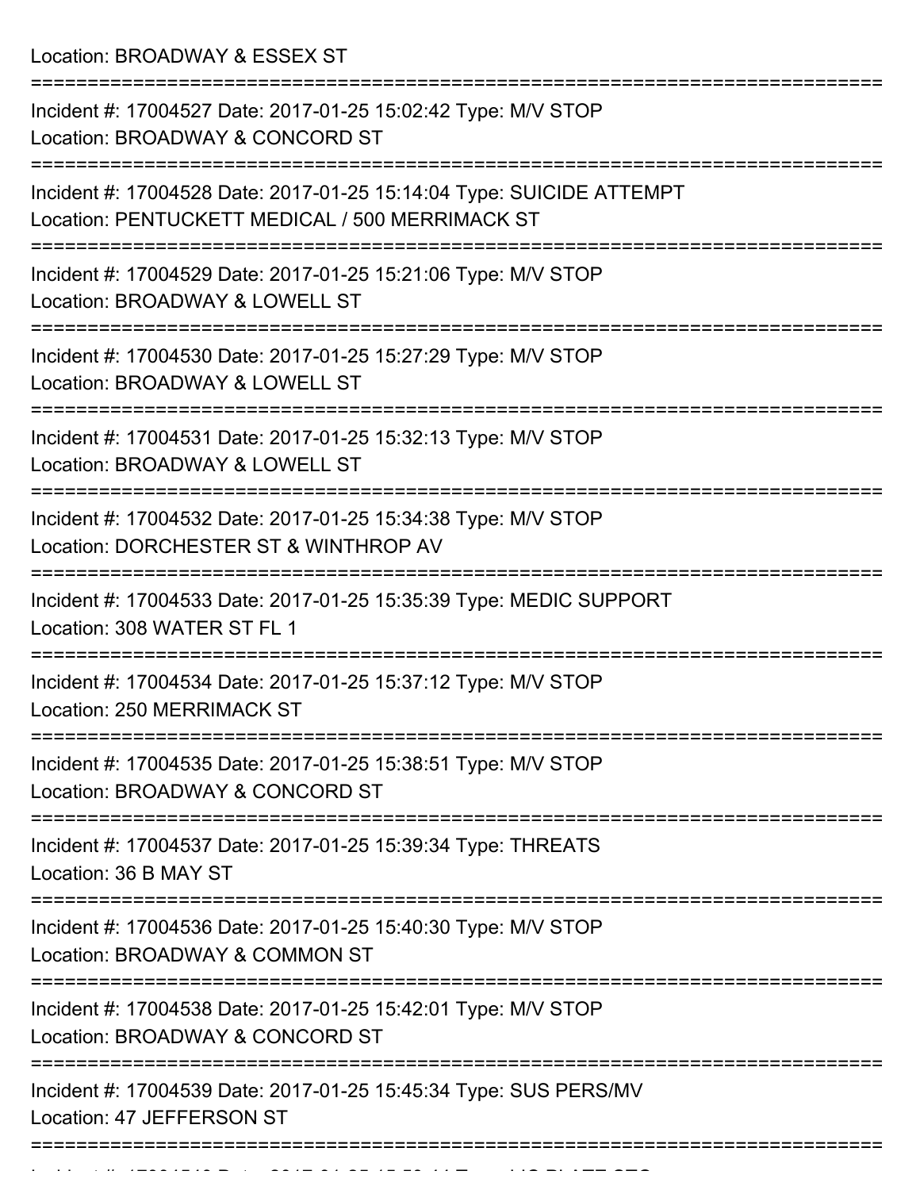Location: BROADWAY & ESSEX ST

===========================================================================

Incident #: 17004527 Date: 2017-01-25 15:02:42 Type: M/V STOP
Location: BROADWAY & CONCORD ST

===========================================================================

Incident #: 17004528 Date: 2017-01-25 15:14:04 Type: SUICIDE ATTEMPT
Location: PENTUCKETT MEDICAL / 500 MERRIMACK ST

===========================================================================

Incident #: 17004529 Date: 2017-01-25 15:21:06 Type: M/V STOP
Location: BROADWAY & LOWELL ST

===========================================================================

Incident #: 17004530 Date: 2017-01-25 15:27:29 Type: M/V STOP
Location: BROADWAY & LOWELL ST

===========================================================================

Incident #: 17004531 Date: 2017-01-25 15:32:13 Type: M/V STOP
Location: BROADWAY & LOWELL ST

===========================================================================

Incident #: 17004532 Date: 2017-01-25 15:34:38 Type: M/V STOP
Location: DORCHESTER ST & WINTHROP AV

===========================================================================

Incident #: 17004533 Date: 2017-01-25 15:35:39 Type: MEDIC SUPPORT
Location: 308 WATER ST FL 1

===========================================================================

Incident #: 17004534 Date: 2017-01-25 15:37:12 Type: M/V STOP
Location: 250 MERRIMACK ST

===========================================================================

Incident #: 17004535 Date: 2017-01-25 15:38:51 Type: M/V STOP
Location: BROADWAY & CONCORD ST

===========================================================================

Incident #: 17004537 Date: 2017-01-25 15:39:34 Type: THREATS
Location: 36 B MAY ST

===========================================================================

Incident #: 17004536 Date: 2017-01-25 15:40:30 Type: M/V STOP
Location: BROADWAY & COMMON ST

===========================================================================

Incident #: 17004538 Date: 2017-01-25 15:42:01 Type: M/V STOP
Location: BROADWAY & CONCORD ST

===========================================================================

Incident #: 17004539 Date: 2017-01-25 15:45:34 Type: SUS PERS/MV
Location: 47 JEFFERSON ST

===========================================================================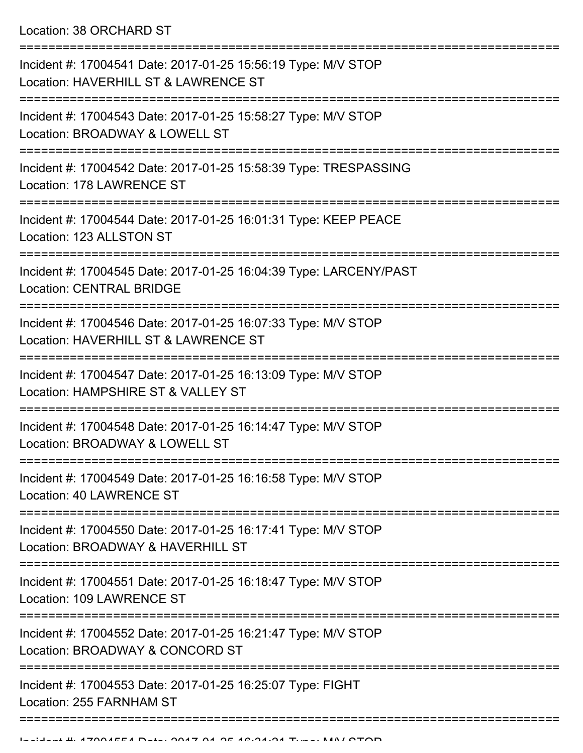Location: 38 ORCHARD ST

===========================================================================

Incident #: 17004541 Date: 2017-01-25 15:56:19 Type: M/V STOP
Location: HAVERHILL ST & LAWRENCE ST

===========================================================================

Incident #: 17004543 Date: 2017-01-25 15:58:27 Type: M/V STOP
Location: BROADWAY & LOWELL ST

===========================================================================

Incident #: 17004542 Date: 2017-01-25 15:58:39 Type: TRESPASSING
Location: 178 LAWRENCE ST

===========================================================================

Incident #: 17004544 Date: 2017-01-25 16:01:31 Type: KEEP PEACE
Location: 123 ALLSTON ST

===========================================================================

Incident #: 17004545 Date: 2017-01-25 16:04:39 Type: LARCENY/PAST
Location: CENTRAL BRIDGE

===========================================================================

Incident #: 17004546 Date: 2017-01-25 16:07:33 Type: M/V STOP
Location: HAVERHILL ST & LAWRENCE ST

===========================================================================

Incident #: 17004547 Date: 2017-01-25 16:13:09 Type: M/V STOP
Location: HAMPSHIRE ST & VALLEY ST

===========================================================================

Incident #: 17004548 Date: 2017-01-25 16:14:47 Type: M/V STOP
Location: BROADWAY & LOWELL ST

===========================================================================

Incident #: 17004549 Date: 2017-01-25 16:16:58 Type: M/V STOP
Location: 40 LAWRENCE ST

===========================================================================

Incident #: 17004550 Date: 2017-01-25 16:17:41 Type: M/V STOP
Location: BROADWAY & HAVERHILL ST

===========================================================================

Incident #: 17004551 Date: 2017-01-25 16:18:47 Type: M/V STOP
Location: 109 LAWRENCE ST

===========================================================================

Incident #: 17004552 Date: 2017-01-25 16:21:47 Type: M/V STOP
Location: BROADWAY & CONCORD ST

===========================================================================

Incident #: 17004553 Date: 2017-01-25 16:25:07 Type: FIGHT
Location: 255 FARNHAM ST

===========================================================================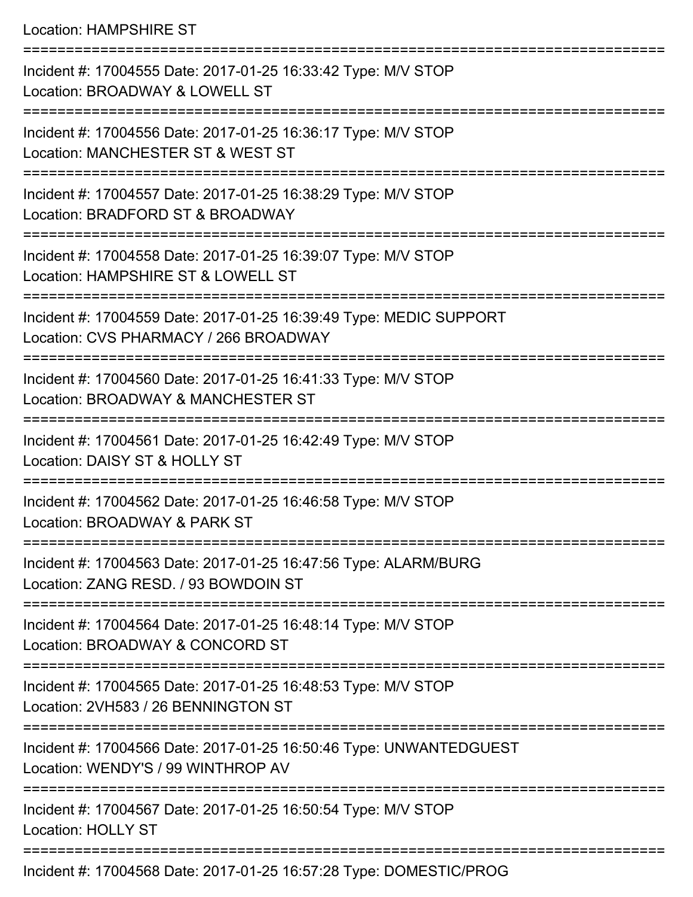Location: HAMPSHIRE ST

===========================================================================

Incident #: 17004555 Date: 2017-01-25 16:33:42 Type: M/V STOP

Location: BROADWAY & LOWELL ST

===========================================================================

Incident #: 17004556 Date: 2017-01-25 16:36:17 Type: M/V STOP

Location: MANCHESTER ST & WEST ST

===========================================================================

Incident #: 17004557 Date: 2017-01-25 16:38:29 Type: M/V STOP

Location: BRADFORD ST & BROADWAY

===========================================================================

Incident #: 17004558 Date: 2017-01-25 16:39:07 Type: M/V STOP

Location: HAMPSHIRE ST & LOWELL ST

===========================================================================

Incident #: 17004559 Date: 2017-01-25 16:39:49 Type: MEDIC SUPPORT

Location: CVS PHARMACY / 266 BROADWAY

===========================================================================

Incident #: 17004560 Date: 2017-01-25 16:41:33 Type: M/V STOP

Location: BROADWAY & MANCHESTER ST

===========================================================================

Incident #: 17004561 Date: 2017-01-25 16:42:49 Type: M/V STOP

Location: DAISY ST & HOLLY ST

===========================================================================

Incident #: 17004562 Date: 2017-01-25 16:46:58 Type: M/V STOP

Location: BROADWAY & PARK ST

===========================================================================

Incident #: 17004563 Date: 2017-01-25 16:47:56 Type: ALARM/BURG

Location: ZANG RESD. / 93 BOWDOIN ST

===========================================================================

Incident #: 17004564 Date: 2017-01-25 16:48:14 Type: M/V STOP

Location: BROADWAY & CONCORD ST

===========================================================================

Incident #: 17004565 Date: 2017-01-25 16:48:53 Type: M/V STOP

Location: 2VH583 / 26 BENNINGTON ST

===========================================================================

Incident #: 17004566 Date: 2017-01-25 16:50:46 Type: UNWANTEDGUEST

Location: WENDY'S / 99 WINTHROP AV

===========================================================================

Incident #: 17004567 Date: 2017-01-25 16:50:54 Type: M/V STOP

Location: HOLLY ST

===========================================================================

Incident #: 17004568 Date: 2017-01-25 16:57:28 Type: DOMESTIC/PROG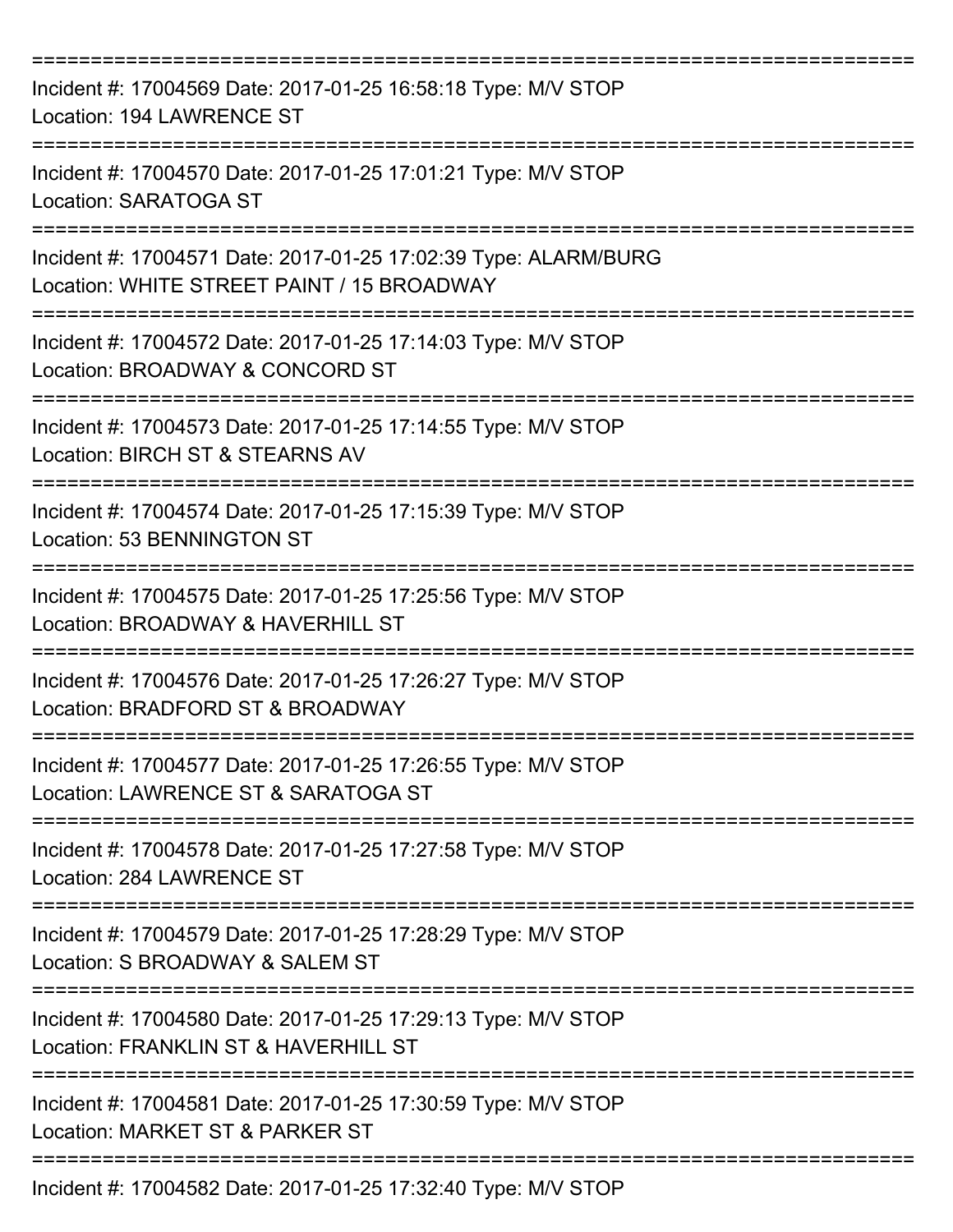===========================================================================
Incident #: 17004569 Date: 2017-01-25 16:58:18 Type: M/V STOP
Location: 194 LAWRENCE ST
===========================================================================
Incident #: 17004570 Date: 2017-01-25 17:01:21 Type: M/V STOP
Location: SARATOGA ST
===========================================================================
Incident #: 17004571 Date: 2017-01-25 17:02:39 Type: ALARM/BURG
Location: WHITE STREET PAINT / 15 BROADWAY
===========================================================================
Incident #: 17004572 Date: 2017-01-25 17:14:03 Type: M/V STOP
Location: BROADWAY & CONCORD ST
===========================================================================
Incident #: 17004573 Date: 2017-01-25 17:14:55 Type: M/V STOP
Location: BIRCH ST & STEARNS AV
===========================================================================
Incident #: 17004574 Date: 2017-01-25 17:15:39 Type: M/V STOP
Location: 53 BENNINGTON ST
===========================================================================
Incident #: 17004575 Date: 2017-01-25 17:25:56 Type: M/V STOP
Location: BROADWAY & HAVERHILL ST
===========================================================================
Incident #: 17004576 Date: 2017-01-25 17:26:27 Type: M/V STOP
Location: BRADFORD ST & BROADWAY
===========================================================================
Incident #: 17004577 Date: 2017-01-25 17:26:55 Type: M/V STOP
Location: LAWRENCE ST & SARATOGA ST
===========================================================================
Incident #: 17004578 Date: 2017-01-25 17:27:58 Type: M/V STOP
Location: 284 LAWRENCE ST
===========================================================================
Incident #: 17004579 Date: 2017-01-25 17:28:29 Type: M/V STOP
Location: S BROADWAY & SALEM ST
===========================================================================
Incident #: 17004580 Date: 2017-01-25 17:29:13 Type: M/V STOP
Location: FRANKLIN ST & HAVERHILL ST
===========================================================================
Incident #: 17004581 Date: 2017-01-25 17:30:59 Type: M/V STOP
Location: MARKET ST & PARKER ST
===========================================================================
Incident #: 17004582 Date: 2017-01-25 17:32:40 Type: M/V STOP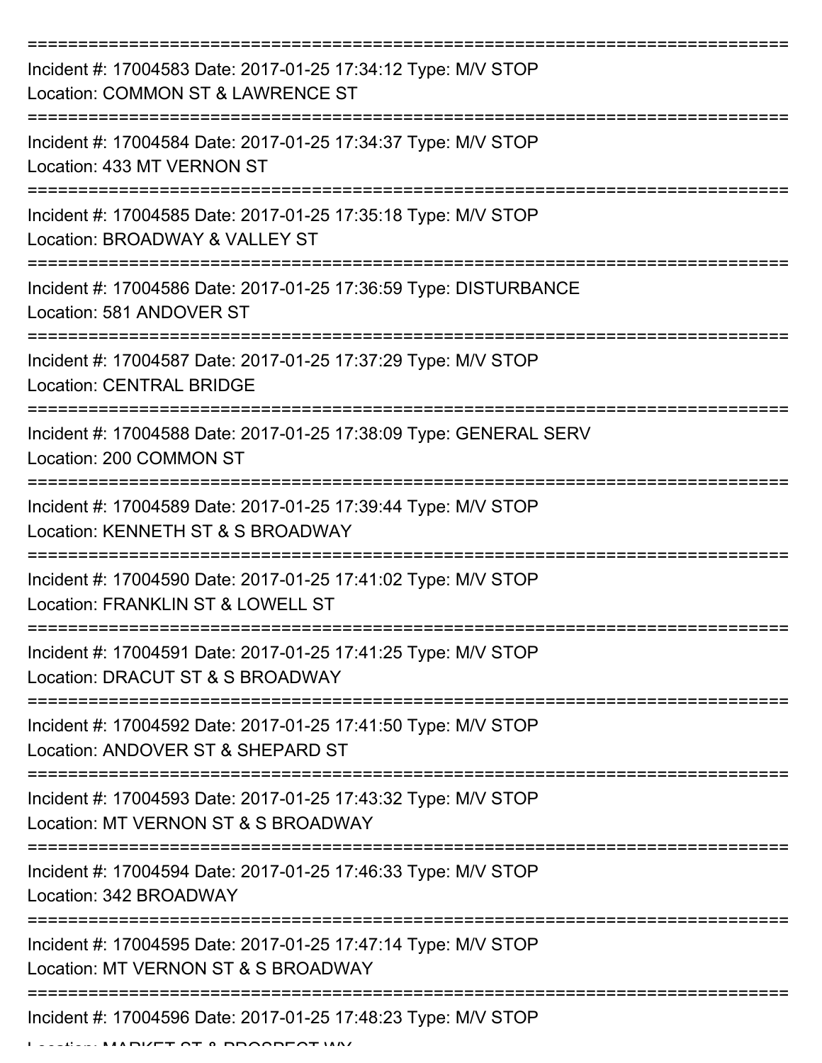Incident #: 17004583 Date: 2017-01-25 17:34:12 Type: M/V STOP
Location: COMMON ST & LAWRENCE ST

Incident #: 17004584 Date: 2017-01-25 17:34:37 Type: M/V STOP
Location: 433 MT VERNON ST

Incident #: 17004585 Date: 2017-01-25 17:35:18 Type: M/V STOP
Location: BROADWAY & VALLEY ST

Incident #: 17004586 Date: 2017-01-25 17:36:59 Type: DISTURBANCE
Location: 581 ANDOVER ST

Incident #: 17004587 Date: 2017-01-25 17:37:29 Type: M/V STOP
Location: CENTRAL BRIDGE

Incident #: 17004588 Date: 2017-01-25 17:38:09 Type: GENERAL SERV
Location: 200 COMMON ST

Incident #: 17004589 Date: 2017-01-25 17:39:44 Type: M/V STOP
Location: KENNETH ST & S BROADWAY

Incident #: 17004590 Date: 2017-01-25 17:41:02 Type: M/V STOP
Location: FRANKLIN ST & LOWELL ST

Incident #: 17004591 Date: 2017-01-25 17:41:25 Type: M/V STOP
Location: DRACUT ST & S BROADWAY

Incident #: 17004592 Date: 2017-01-25 17:41:50 Type: M/V STOP
Location: ANDOVER ST & SHEPARD ST

Incident #: 17004593 Date: 2017-01-25 17:43:32 Type: M/V STOP
Location: MT VERNON ST & S BROADWAY

Incident #: 17004594 Date: 2017-01-25 17:46:33 Type: M/V STOP
Location: 342 BROADWAY

Incident #: 17004595 Date: 2017-01-25 17:47:14 Type: M/V STOP
Location: MT VERNON ST & S BROADWAY

Incident #: 17004596 Date: 2017-01-25 17:48:23 Type: M/V STOP
Location: MARKET ST & PROSPECT WY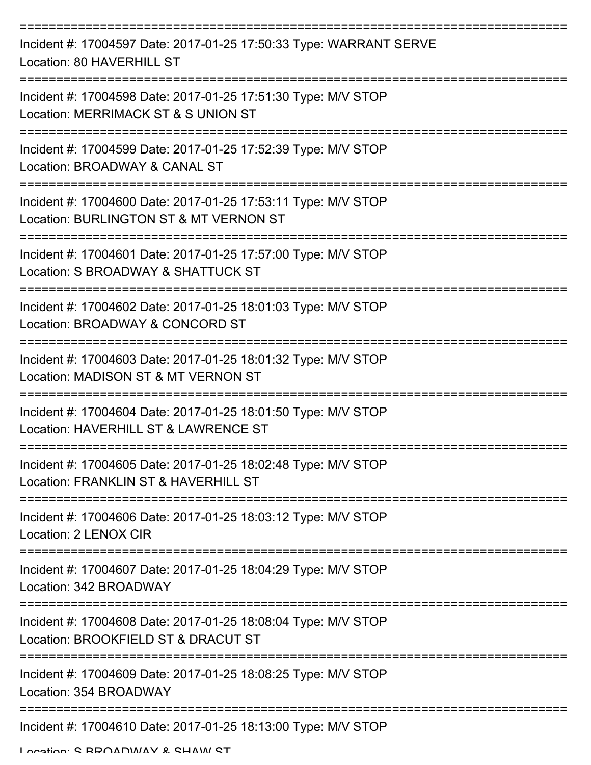===========================================================================

Incident #: 17004597 Date: 2017-01-25 17:50:33 Type: WARRANT SERVE

Location: 80 HAVERHILL ST

===========================================================================

Incident #: 17004598 Date: 2017-01-25 17:51:30 Type: M/V STOP

Location: MERRIMACK ST & S UNION ST

===========================================================================

Incident #: 17004599 Date: 2017-01-25 17:52:39 Type: M/V STOP

Location: BROADWAY & CANAL ST

===========================================================================

Incident #: 17004600 Date: 2017-01-25 17:53:11 Type: M/V STOP

Location: BURLINGTON ST & MT VERNON ST

===========================================================================

Incident #: 17004601 Date: 2017-01-25 17:57:00 Type: M/V STOP

Location: S BROADWAY & SHATTUCK ST

===========================================================================

Incident #: 17004602 Date: 2017-01-25 18:01:03 Type: M/V STOP

Location: BROADWAY & CONCORD ST

===========================================================================

Incident #: 17004603 Date: 2017-01-25 18:01:32 Type: M/V STOP

Location: MADISON ST & MT VERNON ST

===========================================================================

Incident #: 17004604 Date: 2017-01-25 18:01:50 Type: M/V STOP

Location: HAVERHILL ST & LAWRENCE ST

===========================================================================

Incident #: 17004605 Date: 2017-01-25 18:02:48 Type: M/V STOP

Location: FRANKLIN ST & HAVERHILL ST

===========================================================================

Incident #: 17004606 Date: 2017-01-25 18:03:12 Type: M/V STOP

Location: 2 LENOX CIR

===========================================================================

Incident #: 17004607 Date: 2017-01-25 18:04:29 Type: M/V STOP

Location: 342 BROADWAY

===========================================================================

Incident #: 17004608 Date: 2017-01-25 18:08:04 Type: M/V STOP

Location: BROOKFIELD ST & DRACUT ST

===========================================================================

Incident #: 17004609 Date: 2017-01-25 18:08:25 Type: M/V STOP

Location: 354 BROADWAY

===========================================================================

Incident #: 17004610 Date: 2017-01-25 18:13:00 Type: M/V STOP

Location: S BROADWAY & SHAW ST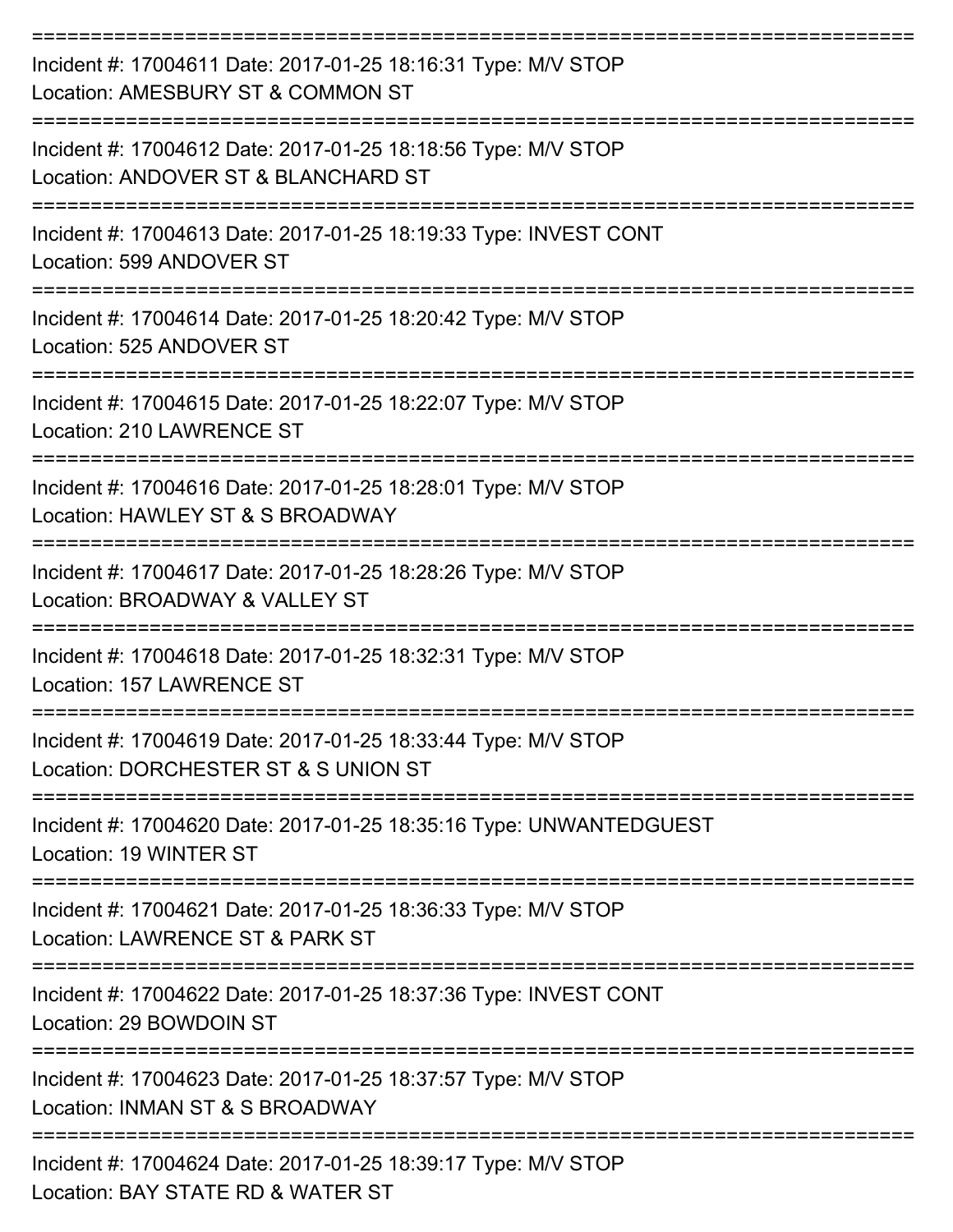===========================================================================
Incident #: 17004611 Date: 2017-01-25 18:16:31 Type: M/V STOP
Location: AMESBURY ST & COMMON ST
===========================================================================
Incident #: 17004612 Date: 2017-01-25 18:18:56 Type: M/V STOP
Location: ANDOVER ST & BLANCHARD ST
===========================================================================
Incident #: 17004613 Date: 2017-01-25 18:19:33 Type: INVEST CONT
Location: 599 ANDOVER ST
===========================================================================
Incident #: 17004614 Date: 2017-01-25 18:20:42 Type: M/V STOP
Location: 525 ANDOVER ST
===========================================================================
Incident #: 17004615 Date: 2017-01-25 18:22:07 Type: M/V STOP
Location: 210 LAWRENCE ST
===========================================================================
Incident #: 17004616 Date: 2017-01-25 18:28:01 Type: M/V STOP
Location: HAWLEY ST & S BROADWAY
===========================================================================
Incident #: 17004617 Date: 2017-01-25 18:28:26 Type: M/V STOP
Location: BROADWAY & VALLEY ST
===========================================================================
Incident #: 17004618 Date: 2017-01-25 18:32:31 Type: M/V STOP
Location: 157 LAWRENCE ST
===========================================================================
Incident #: 17004619 Date: 2017-01-25 18:33:44 Type: M/V STOP
Location: DORCHESTER ST & S UNION ST
===========================================================================
Incident #: 17004620 Date: 2017-01-25 18:35:16 Type: UNWANTEDGUEST
Location: 19 WINTER ST
===========================================================================
Incident #: 17004621 Date: 2017-01-25 18:36:33 Type: M/V STOP
Location: LAWRENCE ST & PARK ST
===========================================================================
Incident #: 17004622 Date: 2017-01-25 18:37:36 Type: INVEST CONT
Location: 29 BOWDOIN ST
===========================================================================
Incident #: 17004623 Date: 2017-01-25 18:37:57 Type: M/V STOP
Location: INMAN ST & S BROADWAY
===========================================================================
Incident #: 17004624 Date: 2017-01-25 18:39:17 Type: M/V STOP
Location: BAY STATE RD & WATER ST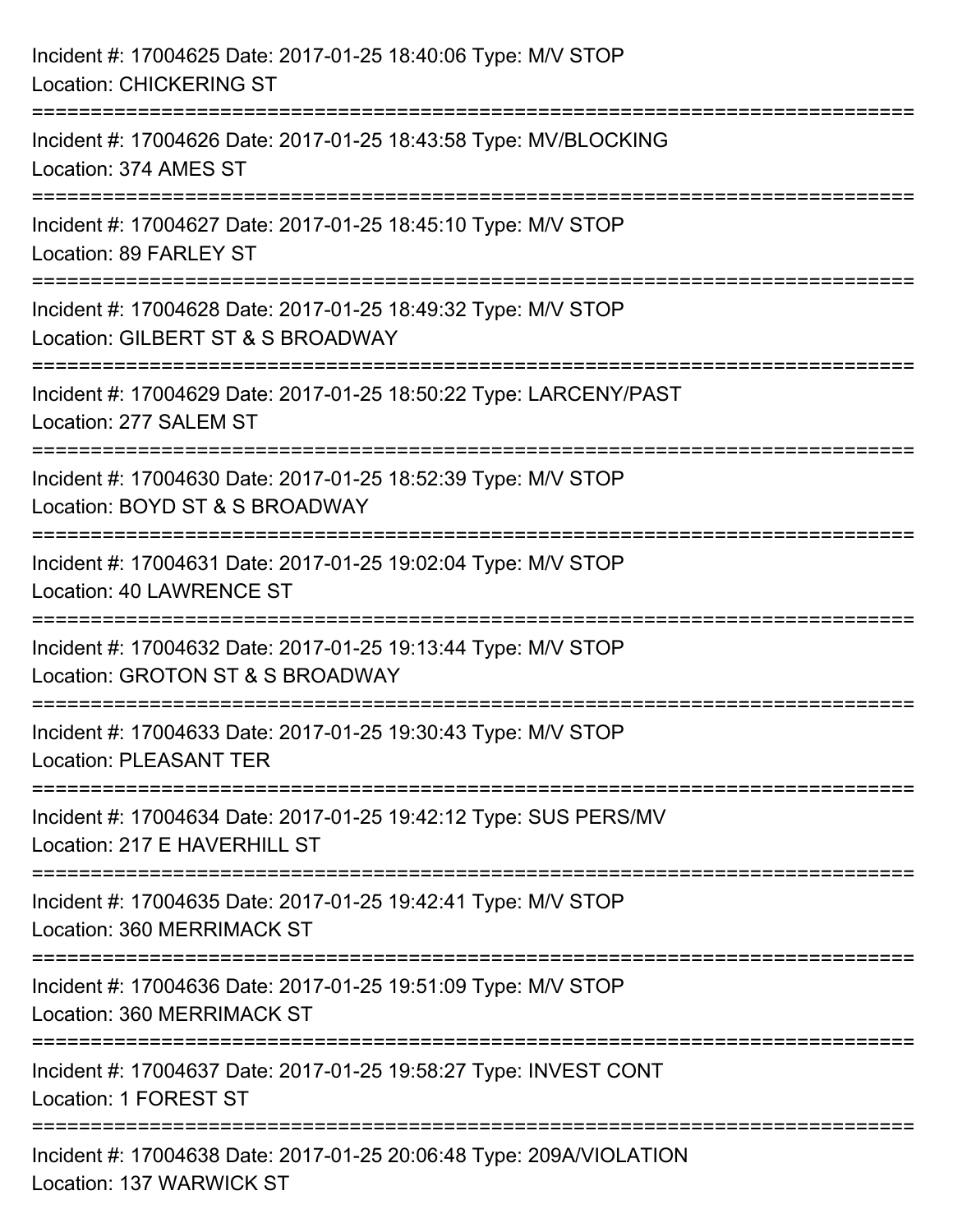Incident #: 17004625 Date: 2017-01-25 18:40:06 Type: M/V STOP
Location: CHICKERING ST

===========================================================================

Incident #: 17004626 Date: 2017-01-25 18:43:58 Type: MV/BLOCKING
Location: 374 AMES ST

===========================================================================

Incident #: 17004627 Date: 2017-01-25 18:45:10 Type: M/V STOP
Location: 89 FARLEY ST

===========================================================================

Incident #: 17004628 Date: 2017-01-25 18:49:32 Type: M/V STOP
Location: GILBERT ST & S BROADWAY

===========================================================================

Incident #: 17004629 Date: 2017-01-25 18:50:22 Type: LARCENY/PAST
Location: 277 SALEM ST

===========================================================================

Incident #: 17004630 Date: 2017-01-25 18:52:39 Type: M/V STOP
Location: BOYD ST & S BROADWAY

===========================================================================

Incident #: 17004631 Date: 2017-01-25 19:02:04 Type: M/V STOP
Location: 40 LAWRENCE ST

===========================================================================

Incident #: 17004632 Date: 2017-01-25 19:13:44 Type: M/V STOP
Location: GROTON ST & S BROADWAY

===========================================================================

Incident #: 17004633 Date: 2017-01-25 19:30:43 Type: M/V STOP
Location: PLEASANT TER

===========================================================================

Incident #: 17004634 Date: 2017-01-25 19:42:12 Type: SUS PERS/MV
Location: 217 E HAVERHILL ST

===========================================================================

Incident #: 17004635 Date: 2017-01-25 19:42:41 Type: M/V STOP
Location: 360 MERRIMACK ST

===========================================================================

Incident #: 17004636 Date: 2017-01-25 19:51:09 Type: M/V STOP
Location: 360 MERRIMACK ST

===========================================================================

Incident #: 17004637 Date: 2017-01-25 19:58:27 Type: INVEST CONT
Location: 1 FOREST ST

===========================================================================

Incident #: 17004638 Date: 2017-01-25 20:06:48 Type: 209A/VIOLATION
Location: 137 WARWICK ST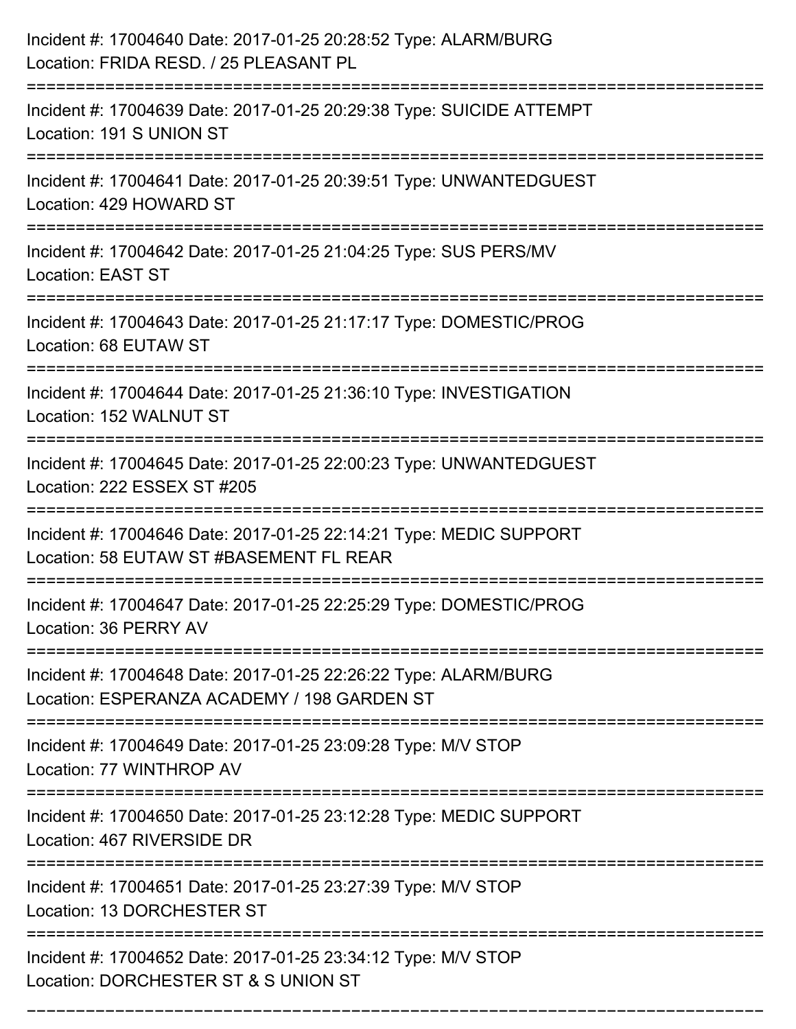Incident #: 17004640 Date: 2017-01-25 20:28:52 Type: ALARM/BURG
Location: FRIDA RESD. / 25 PLEASANT PL

===========================================================================

Incident #: 17004639 Date: 2017-01-25 20:29:38 Type: SUICIDE ATTEMPT
Location: 191 S UNION ST

===========================================================================

Incident #: 17004641 Date: 2017-01-25 20:39:51 Type: UNWANTEDGUEST
Location: 429 HOWARD ST

===========================================================================

Incident #: 17004642 Date: 2017-01-25 21:04:25 Type: SUS PERS/MV
Location: EAST ST

===========================================================================

Incident #: 17004643 Date: 2017-01-25 21:17:17 Type: DOMESTIC/PROG
Location: 68 EUTAW ST

===========================================================================

Incident #: 17004644 Date: 2017-01-25 21:36:10 Type: INVESTIGATION
Location: 152 WALNUT ST

===========================================================================

Incident #: 17004645 Date: 2017-01-25 22:00:23 Type: UNWANTEDGUEST
Location: 222 ESSEX ST #205

===========================================================================

Incident #: 17004646 Date: 2017-01-25 22:14:21 Type: MEDIC SUPPORT
Location: 58 EUTAW ST #BASEMENT FL REAR

===========================================================================

Incident #: 17004647 Date: 2017-01-25 22:25:29 Type: DOMESTIC/PROG
Location: 36 PERRY AV

===========================================================================

Incident #: 17004648 Date: 2017-01-25 22:26:22 Type: ALARM/BURG
Location: ESPERANZA ACADEMY / 198 GARDEN ST

===========================================================================

Incident #: 17004649 Date: 2017-01-25 23:09:28 Type: M/V STOP
Location: 77 WINTHROP AV

===========================================================================

Incident #: 17004650 Date: 2017-01-25 23:12:28 Type: MEDIC SUPPORT
Location: 467 RIVERSIDE DR

===========================================================================

Incident #: 17004651 Date: 2017-01-25 23:27:39 Type: M/V STOP
Location: 13 DORCHESTER ST

===========================================================================

Incident #: 17004652 Date: 2017-01-25 23:34:12 Type: M/V STOP
Location: DORCHESTER ST & S UNION ST

===========================================================================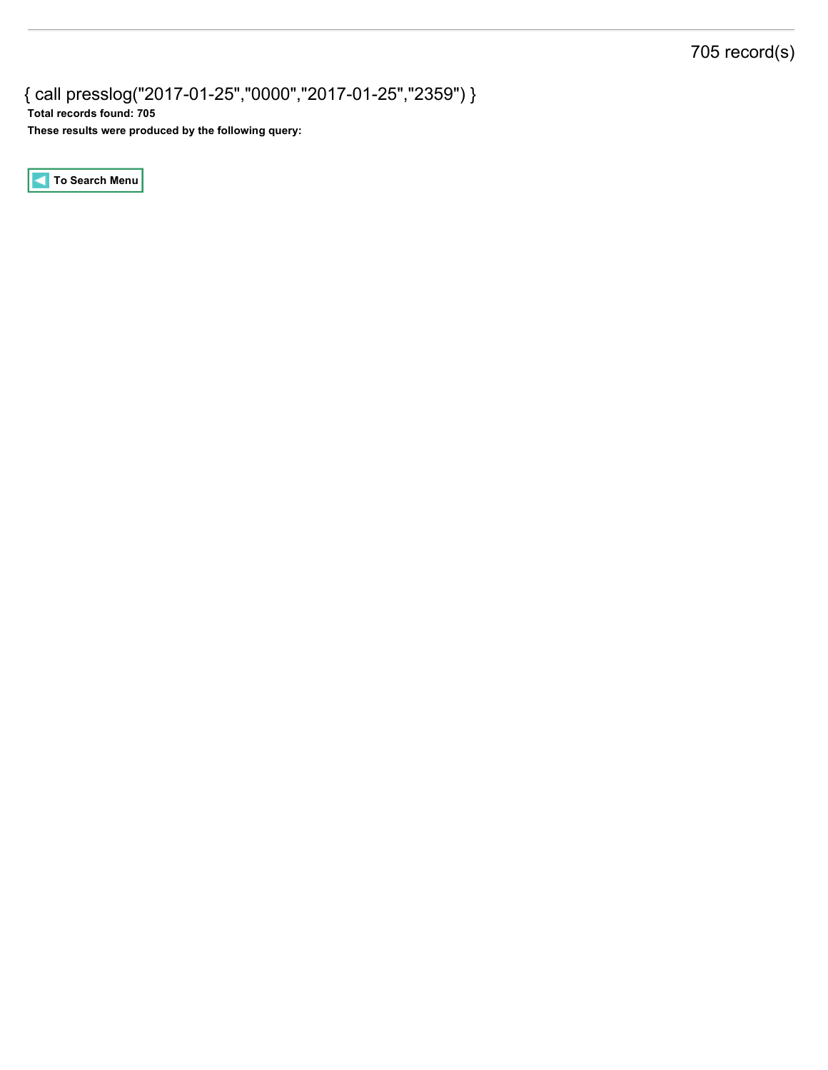705 record(s)

{ call presslog("2017-01-25","0000","2017-01-25","2359") }

**Total records found: 705**

**These results were produced by the following query:**

**To Search Menu**